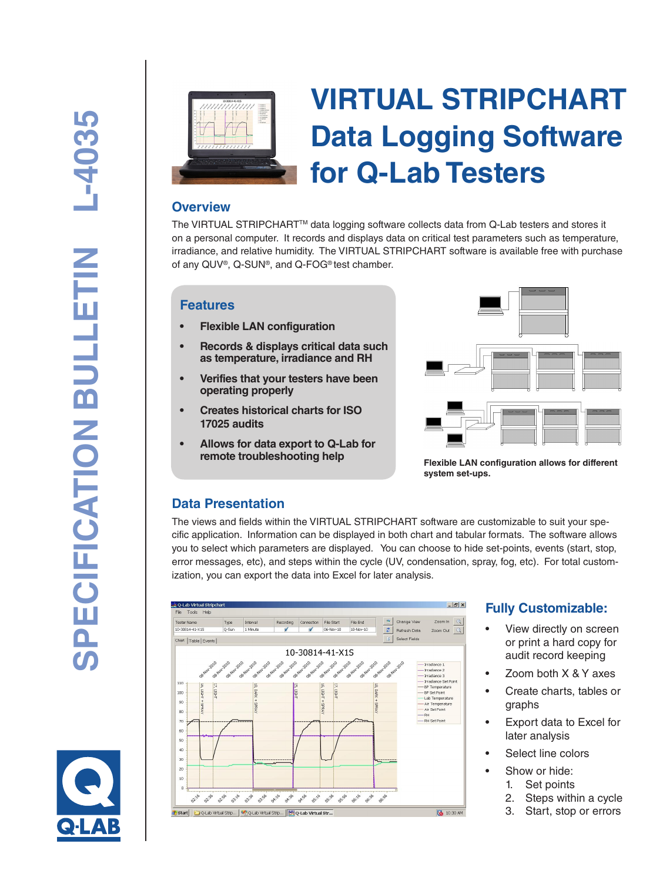# VIRTUAL STRIPCHART Data Logging Software for Q-Lab Testers

## Overview

The VIRTUAL STRIPCHART™ data logging software collects data from Q-Lab testers and stores it on a personal computer. It records and displays data on critical test parameters such as temperature, irradiance, and relative humidity. The VIRTUAL STRIPCHART software is available free with purchase of any QUV®, Q-SUN®, and Q-FOG® test chamber.

## Features

- **Flexible LAN configuration**
- **Records & displays critical data such as temperature, irradiance and RH**
- **Verifies that your testers have been operating properly**
- **Creates historical charts for ISO 17025 audits**
- **Allows for data export to Q-Lab for remote troubleshooting help**

**Flexible LAN configuration allows for different system set-ups.**

## Data Presentation

The views and fields within the VIRTUAL STRIPCHART software are customizable to suit your specific application. Information can be displayed in both chart and tabular formats. The software allows you to select which parameters are displayed. You can choose to hide set-points, events (start, stop, error messages, etc), and steps within the cycle (UV, condensation, spray, fog, etc). For total customization, you can export the data into Excel for later analysis.

## Fully Customizable:

- View directly on screen or print a hard copy for audit record keeping
- Zoom both X & Y axes
- Create charts, tables or graphs
- Export data to Excel for later analysis
- Select line colors
- Show or hide:
  1. Set points
  2. Steps within a cycle
  3. Start, stop or errors

SPECIFICATION BULLETIN L-4035

Q-LAB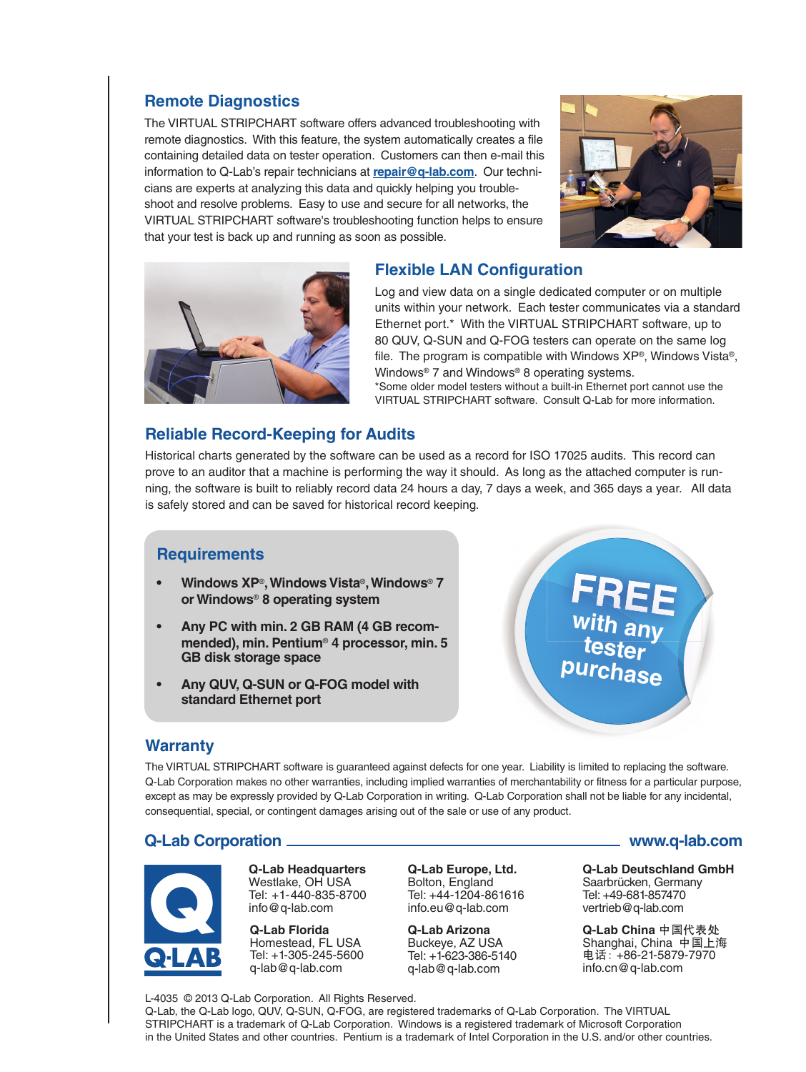## Remote Diagnostics

The VIRTUAL STRIPCHART software offers advanced troubleshooting with remote diagnostics. With this feature, the system automatically creates a file containing detailed data on tester operation. Customers can then e-mail this information to Q-Lab's repair technicians at **repair@q-lab.com**. Our technicians are experts at analyzing this data and quickly helping you troubleshoot and resolve problems. Easy to use and secure for all networks, the VIRTUAL STRIPCHART software's troubleshooting function helps to ensure that your test is back up and running as soon as possible.

## Flexible LAN Configuration

Log and view data on a single dedicated computer or on multiple units within your network. Each tester communicates via a standard Ethernet port.* With the VIRTUAL STRIPCHART software, up to 80 QUV, Q-SUN and Q-FOG testers can operate on the same log file. The program is compatible with Windows XP®, Windows Vista®, Windows® 7 and Windows® 8 operating systems.

*Some older model testers without a built-in Ethernet port cannot use the VIRTUAL STRIPCHART software. Consult Q-Lab for more information.

## Reliable Record-Keeping for Audits

Historical charts generated by the software can be used as a record for ISO 17025 audits. This record can prove to an auditor that a machine is performing the way it should. As long as the attached computer is running, the software is built to reliably record data 24 hours a day, 7 days a week, and 365 days a year. All data is safely stored and can be saved for historical record keeping.

## Requirements

- **Windows XP®, Windows Vista®, Windows® 7 or Windows® 8 operating system**
- **Any PC with min. 2 GB RAM (4 GB recommended), min. Pentium® 4 processor, min. 5 GB disk storage space**
- **Any QUV, Q-SUN or Q-FOG model with standard Ethernet port**

**FREE with any tester purchase**

## Warranty

The VIRTUAL STRIPCHART software is guaranteed against defects for one year. Liability is limited to replacing the software. Q-Lab Corporation makes no other warranties, including implied warranties of merchantability or fitness for a particular purpose, except as may be expressly provided by Q-Lab Corporation in writing. Q-Lab Corporation shall not be liable for any incidental, consequential, special, or contingent damages arising out of the sale or use of any product.

## Q-Lab Corporation

www.q-lab.com

**Q-Lab Headquarters**
Westlake, OH USA
Tel: +1-440-835-8700
info@q-lab.com

**Q-Lab Florida**
Homestead, FL USA
Tel: +1-305-245-5600
q-lab@q-lab.com

**Q-Lab Europe, Ltd.**
Bolton, England
Tel: +44-1204-861616
info.eu@q-lab.com

**Q-Lab Arizona**
Buckeye, AZ USA
Tel: +1-623-386-5140
q-lab@q-lab.com

**Q-Lab Deutschland GmbH**
Saarbrücken, Germany
Tel: +49-681-857470
vertrieb@q-lab.com

**Q-Lab China 中国代表处**
Shanghai, China 中国上海
电话: +86-21-5879-7970
info.cn@q-lab.com

L-4035 © 2013 Q-Lab Corporation. All Rights Reserved.
Q-Lab, the Q-Lab logo, QUV, Q-SUN, Q-FOG, are registered trademarks of Q-Lab Corporation. The VIRTUAL STRIPCHART is a trademark of Q-Lab Corporation. Windows is a registered trademark of Microsoft Corporation in the United States and other countries. Pentium is a trademark of Intel Corporation in the U.S. and/or other countries.